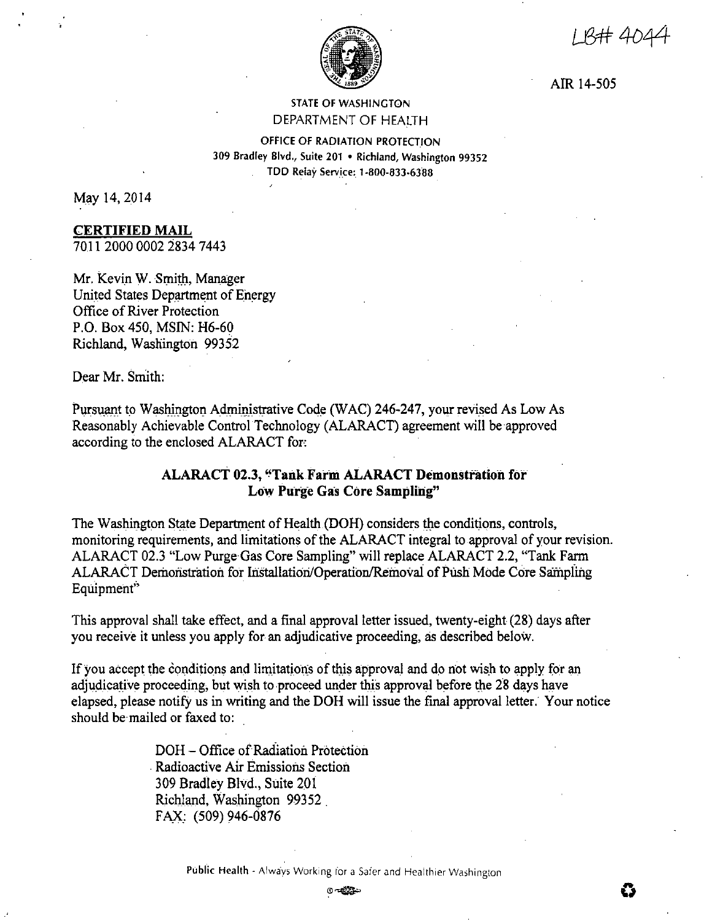LB# 4044

AIR 14-505

STATE OF WASHINGTON
DEPARTMENT OF HEALTH

OFFICE OF RADIATION PROTECTION
309 Bradley Blvd., Suite 201 • Richland, Washington 99352
TDD Relay Service: 1-800-833-6388

May 14, 2014

**CERTIFIED MAIL**
7011 2000 0002 2834 7443

Mr. Kevin W. Smith, Manager
United States Department of Energy
Office of River Protection
P.O. Box 450, MSIN: H6-60
Richland, Washington 99352

Dear Mr. Smith:

Pursuant to Washington Administrative Code (WAC) 246-247, your revised As Low As Reasonably Achievable Control Technology (ALARACT) agreement will be approved according to the enclosed ALARACT for:

**ALARACT 02.3, "Tank Farm ALARACT Demonstration for Low Purge Gas Core Sampling"**

The Washington State Department of Health (DOH) considers the conditions, controls, monitoring requirements, and limitations of the ALARACT integral to approval of your revision. ALARACT 02.3 "Low Purge Gas Core Sampling" will replace ALARACT 2.2, "Tank Farm ALARACT Demonstration for Installation/Operation/Removal of Push Mode Core Sampling Equipment"

This approval shall take effect, and a final approval letter issued, twenty-eight (28) days after you receive it unless you apply for an adjudicative proceeding, as described below.

If you accept the conditions and limitations of this approval and do not wish to apply for an adjudicative proceeding, but wish to proceed under this approval before the 28 days have elapsed, please notify us in writing and the DOH will issue the final approval letter. Your notice should be mailed or faxed to:

DOH – Office of Radiation Protection
Radioactive Air Emissions Section
309 Bradley Blvd., Suite 201
Richland, Washington 99352
FAX: (509) 946-0876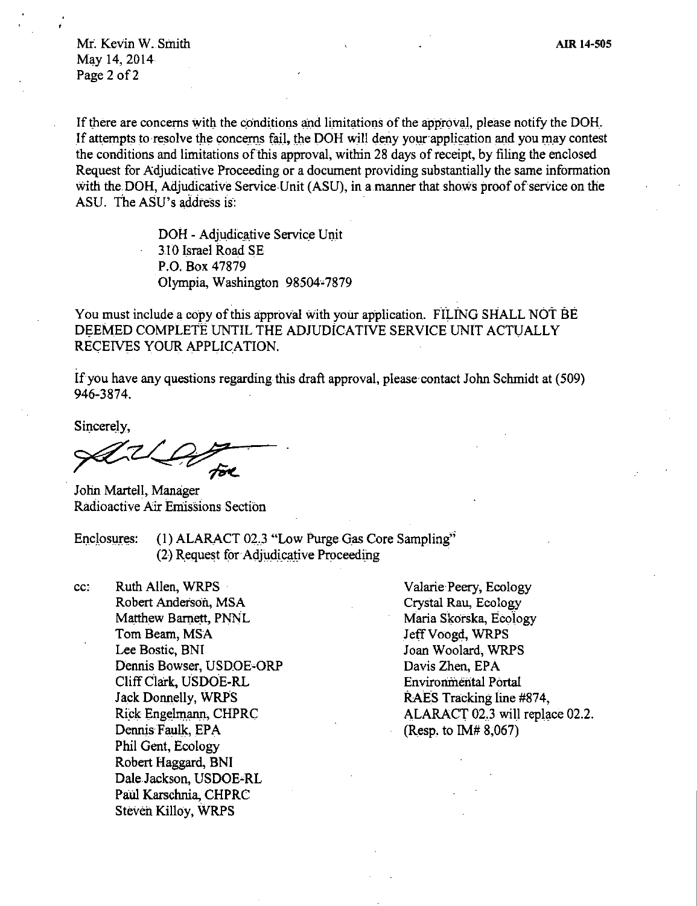If there are concerns with the conditions and limitations of the approval, please notify the DOH. If attempts to resolve the concerns fail, the DOH will deny your application and you may contest the conditions and limitations of this approval, within 28 days of receipt, by filing the enclosed Request for Adjudicative Proceeding or a document providing substantially the same information with the DOH, Adjudicative Service Unit (ASU), in a manner that shows proof of service on the ASU. The ASU's address is:

> DOH - Adjudicative Service Unit
> 310 Israel Road SE
> P.O. Box 47879
> Olympia, Washington 98504-7879

You must include a copy of this approval with your application. FILING SHALL NOT BE DEEMED COMPLETE UNTIL THE ADJUDICATIVE SERVICE UNIT ACTUALLY RECEIVES YOUR APPLICATION.

If you have any questions regarding this draft approval, please contact John Schmidt at (509) 946-3874.

Sincerely,

*for*

John Martell, Manager
Radioactive Air Emissions Section

Enclosures: (1) ALARACT 02.3 "Low Purge Gas Core Sampling"
(2) Request for Adjudicative Proceeding

cc:
Ruth Allen, WRPS
Robert Anderson, MSA
Matthew Barnett, PNNL
Tom Beam, MSA
Lee Bostic, BNI
Dennis Bowser, USDOE-ORP
Cliff Clark, USDOE-RL
Jack Donnelly, WRPS
Rick Engelmann, CHPRC
Dennis Faulk, EPA
Phil Gent, Ecology
Robert Haggard, BNI
Dale Jackson, USDOE-RL
Paul Karschnia, CHPRC
Steven Killoy, WRPS
Valarie Peery, Ecology
Crystal Rau, Ecology
Maria Skorska, Ecology
Jeff Voogd, WRPS
Joan Woolard, WRPS
Davis Zhen, EPA
Environmental Portal
RAES Tracking line #874, ALARACT 02.3 will replace 02.2. (Resp. to IM# 8,067)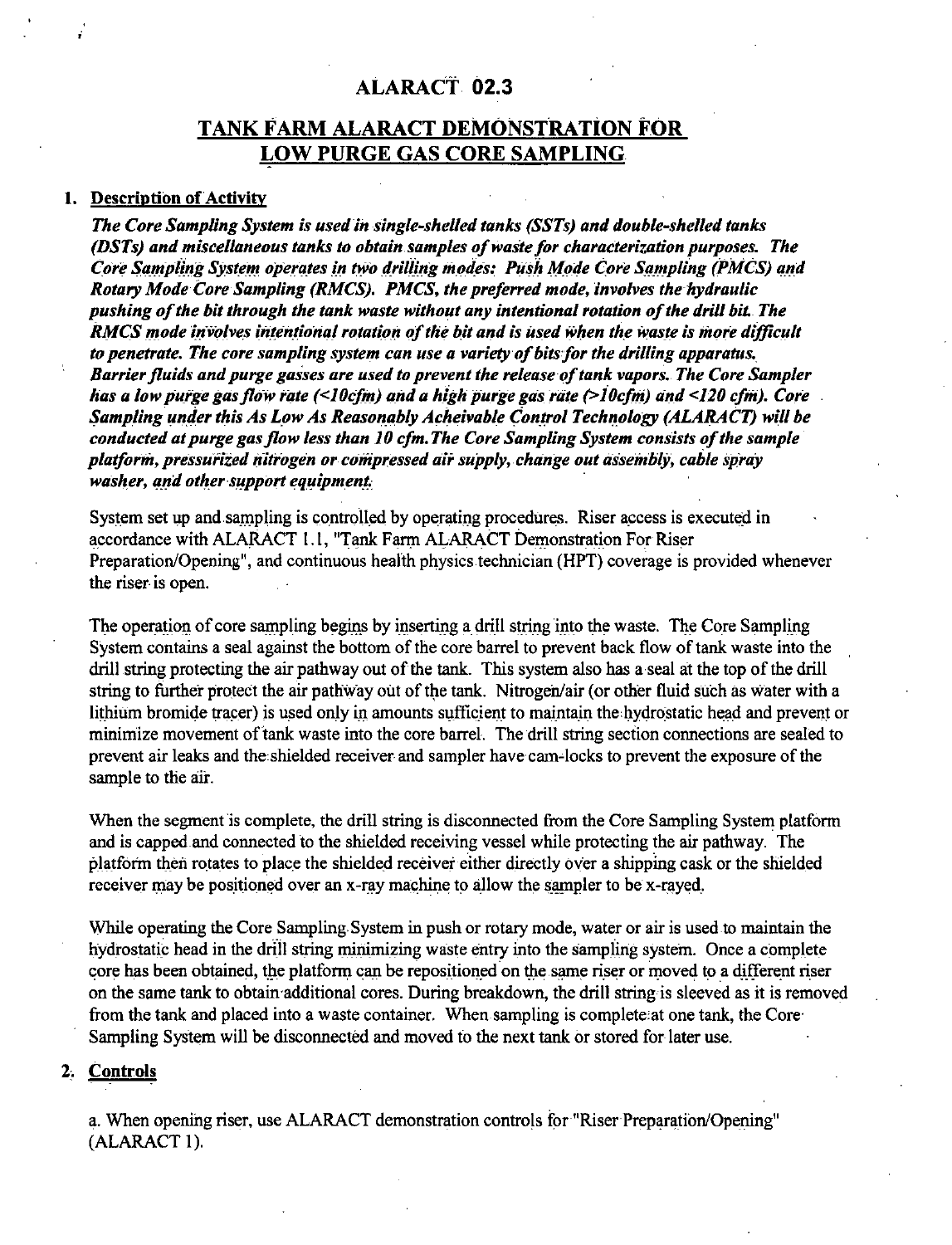# ALARACT 02.3

## TANK FARM ALARACT DEMONSTRATION FOR LOW PURGE GAS CORE SAMPLING

### 1. Description of Activity

***The Core Sampling System is used in single-shelled tanks (SSTs) and double-shelled tanks (DSTs) and miscellaneous tanks to obtain samples of waste for characterization purposes. The Core Sampling System operates in two drilling modes: Push Mode Core Sampling (PMCS) and Rotary Mode Core Sampling (RMCS). PMCS, the preferred mode, involves the hydraulic pushing of the bit through the tank waste without any intentional rotation of the drill bit. The RMCS mode involves intentional rotation of the bit and is used when the waste is more difficult to penetrate. The core sampling system can use a variety of bits for the drilling apparatus. Barrier fluids and purge gasses are used to prevent the release of tank vapors. The Core Sampler has a low purge gas flow rate (<10cfm) and a high purge gas rate (>10cfm) and <120 cfm). Core Sampling under this As Low As Reasonably Acheivable Control Technology (ALARACT) will be conducted at purge gas flow less than 10 cfm. The Core Sampling System consists of the sample platform, pressurized nitrogen or compressed air supply, change out assembly, cable spray washer, and other support equipment.***

System set up and sampling is controlled by operating procedures. Riser access is executed in accordance with ALARACT 1.1, "Tank Farm ALARACT Demonstration For Riser Preparation/Opening", and continuous health physics technician (HPT) coverage is provided whenever the riser is open.

The operation of core sampling begins by inserting a drill string into the waste. The Core Sampling System contains a seal against the bottom of the core barrel to prevent back flow of tank waste into the drill string protecting the air pathway out of the tank. This system also has a seal at the top of the drill string to further protect the air pathway out of the tank. Nitrogen/air (or other fluid such as water with a lithium bromide tracer) is used only in amounts sufficient to maintain the hydrostatic head and prevent or minimize movement of tank waste into the core barrel. The drill string section connections are sealed to prevent air leaks and the shielded receiver and sampler have cam-locks to prevent the exposure of the sample to the air.

When the segment is complete, the drill string is disconnected from the Core Sampling System platform and is capped and connected to the shielded receiving vessel while protecting the air pathway. The platform then rotates to place the shielded receiver either directly over a shipping cask or the shielded receiver may be positioned over an x-ray machine to allow the sampler to be x-rayed.

While operating the Core Sampling System in push or rotary mode, water or air is used to maintain the hydrostatic head in the drill string minimizing waste entry into the sampling system. Once a complete core has been obtained, the platform can be repositioned on the same riser or moved to a different riser on the same tank to obtain additional cores. During breakdown, the drill string is sleeved as it is removed from the tank and placed into a waste container. When sampling is complete at one tank, the Core Sampling System will be disconnected and moved to the next tank or stored for later use.

### 2. Controls

a. When opening riser, use ALARACT demonstration controls for "Riser Preparation/Opening" (ALARACT 1).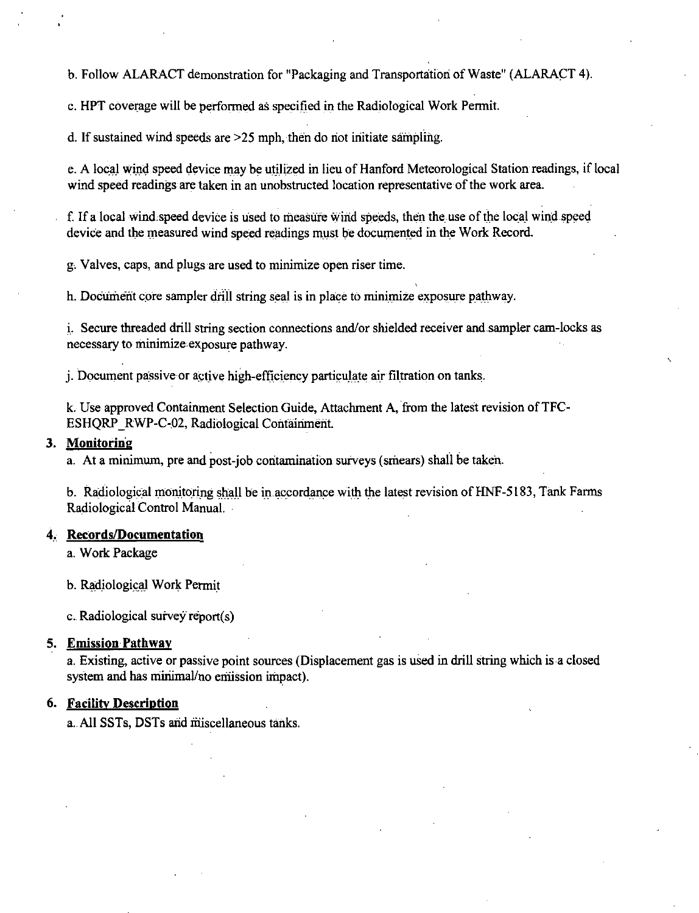b. Follow ALARACT demonstration for "Packaging and Transportation of Waste" (ALARACT 4).

c. HPT coverage will be performed as specified in the Radiological Work Permit.

d. If sustained wind speeds are >25 mph, then do not initiate sampling.

e. A local wind speed device may be utilized in lieu of Hanford Meteorological Station readings, if local wind speed readings are taken in an unobstructed location representative of the work area.

f. If a local wind speed device is used to measure wind speeds, then the use of the local wind speed device and the measured wind speed readings must be documented in the Work Record.

g. Valves, caps, and plugs are used to minimize open riser time.

h. Document core sampler drill string seal is in place to minimize exposure pathway.

i. Secure threaded drill string section connections and/or shielded receiver and sampler cam-locks as necessary to minimize exposure pathway.

j. Document passive or active high-efficiency particulate air filtration on tanks.

k. Use approved Containment Selection Guide, Attachment A, from the latest revision of TFC-ESHQRP_RWP-C-02, Radiological Containment.

**3. Monitoring**

a. At a minimum, pre and post-job contamination surveys (smears) shall be taken.

b. Radiological monitoring shall be in accordance with the latest revision of HNF-5183, Tank Farms Radiological Control Manual.

**4. Records/Documentation**

a. Work Package

b. Radiological Work Permit

c. Radiological survey report(s)

**5. Emission Pathway**

a. Existing, active or passive point sources (Displacement gas is used in drill string which is a closed system and has minimal/no emission impact).

**6. Facility Description**

a. All SSTs, DSTs and miscellaneous tanks.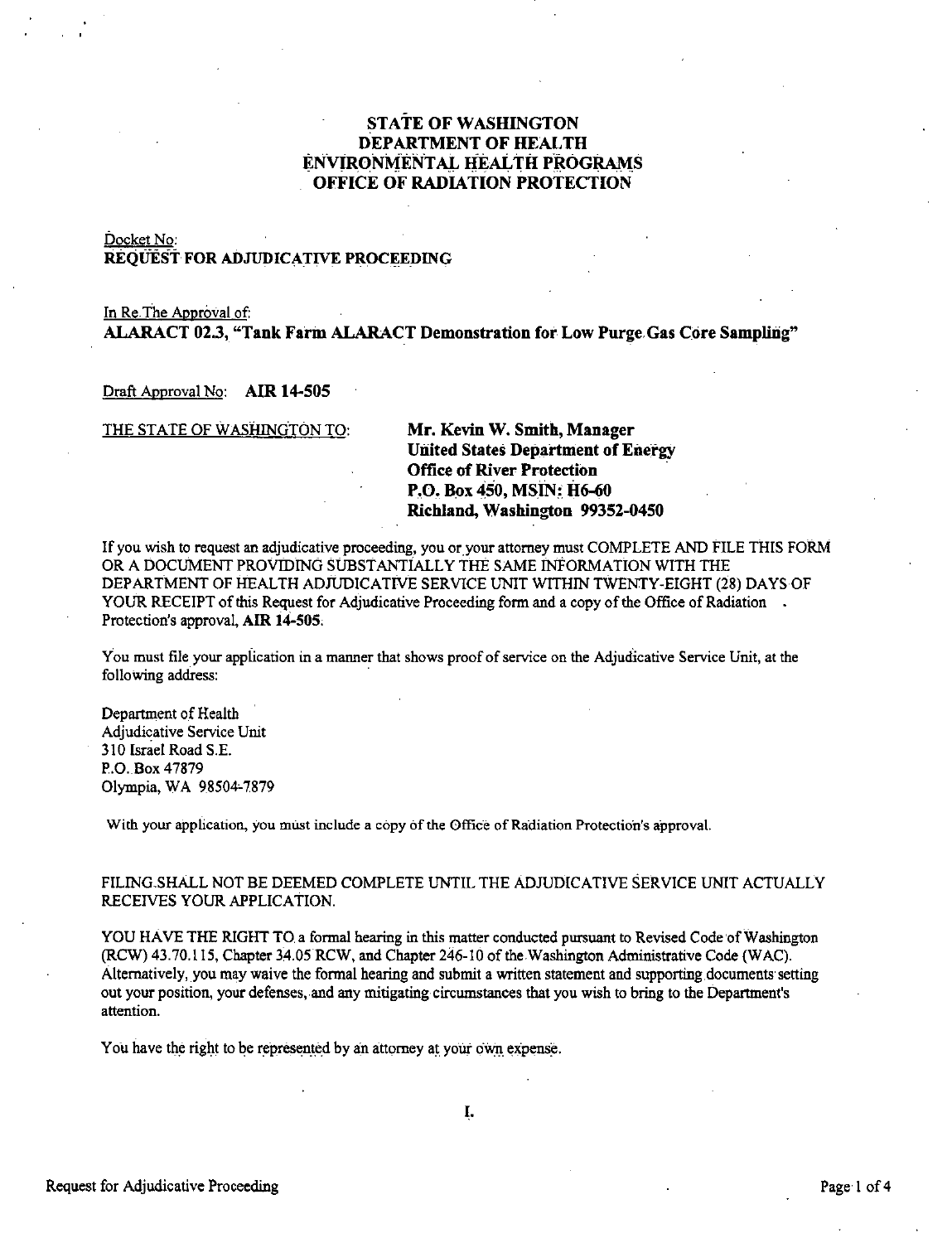# STATE OF WASHINGTON
# DEPARTMENT OF HEALTH
# ENVIRONMENTAL HEALTH PROGRAMS
# OFFICE OF RADIATION PROTECTION

Docket No:
**REQUEST FOR ADJUDICATIVE PROCEEDING**

In Re The Approval of:
**ALARACT 02.3, "Tank Farm ALARACT Demonstration for Low Purge Gas Core Sampling"**

Draft Approval No: **AIR 14-505**

THE STATE OF WASHINGTON TO:

**Mr. Kevin W. Smith, Manager**
**United States Department of Energy**
**Office of River Protection**
**P.O. Box 450, MSIN: H6-60**
**Richland, Washington 99352-0450**

If you wish to request an adjudicative proceeding, you or your attorney must COMPLETE AND FILE THIS FORM OR A DOCUMENT PROVIDING SUBSTANTIALLY THE SAME INFORMATION WITH THE DEPARTMENT OF HEALTH ADJUDICATIVE SERVICE UNIT WITHIN TWENTY-EIGHT (28) DAYS OF YOUR RECEIPT of this Request for Adjudicative Proceeding form and a copy of the Office of Radiation Protection's approval, **AIR 14-505**.

You must file your application in a manner that shows proof of service on the Adjudicative Service Unit, at the following address:

Department of Health
Adjudicative Service Unit
310 Israel Road S.E.
P.O. Box 47879
Olympia, WA 98504-7879

With your application, you must include a copy of the Office of Radiation Protection's approval.

FILING SHALL NOT BE DEEMED COMPLETE UNTIL THE ADJUDICATIVE SERVICE UNIT ACTUALLY RECEIVES YOUR APPLICATION.

YOU HAVE THE RIGHT TO a formal hearing in this matter conducted pursuant to Revised Code of Washington (RCW) 43.70.115, Chapter 34.05 RCW, and Chapter 246-10 of the Washington Administrative Code (WAC). Alternatively, you may waive the formal hearing and submit a written statement and supporting documents setting out your position, your defenses, and any mitigating circumstances that you wish to bring to the Department's attention.

You have the right to be represented by an attorney at your own expense.

I.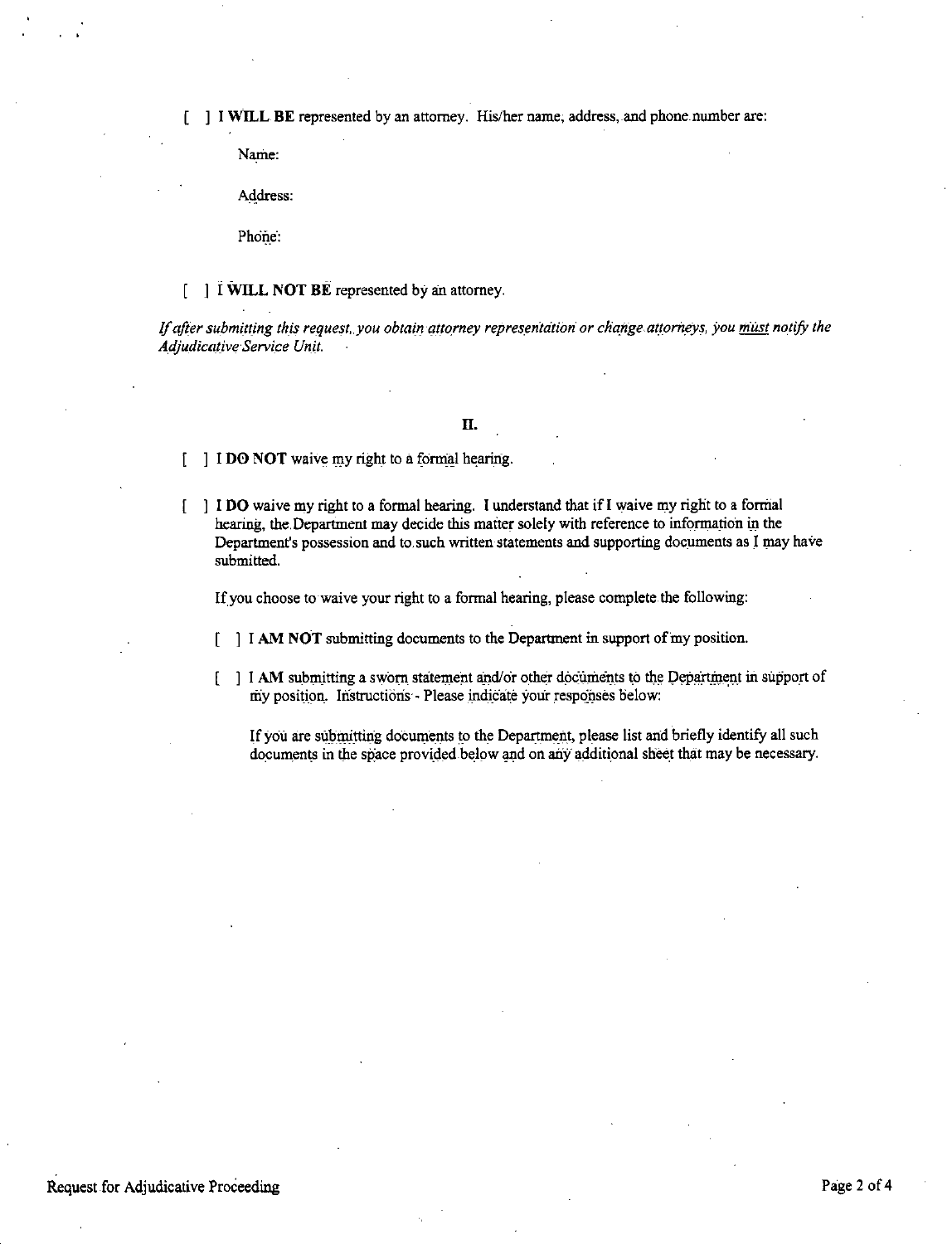[ ] **I WILL BE** represented by an attorney. His/her name, address, and phone number are:

Name:

Address:

Phone:

[ ] **I WILL NOT BE** represented by an attorney.

*If after submitting this request, you obtain attorney representation or change attorneys, you must notify the Adjudicative Service Unit.*

## II.

[ ] I **DO NOT** waive my right to a formal hearing.

[ ] I **DO** waive my right to a formal hearing. I understand that if I waive my right to a formal hearing, the Department may decide this matter solely with reference to information in the Department's possession and to such written statements and supporting documents as I may have submitted.

If you choose to waive your right to a formal hearing, please complete the following:

[ ] I **AM NOT** submitting documents to the Department in support of my position.

[ ] I **AM** submitting a sworn statement and/or other documents to the Department in support of my position. Instructions - Please indicate your responses below:

If you are submitting documents to the Department, please list and briefly identify all such documents in the space provided below and on any additional sheet that may be necessary.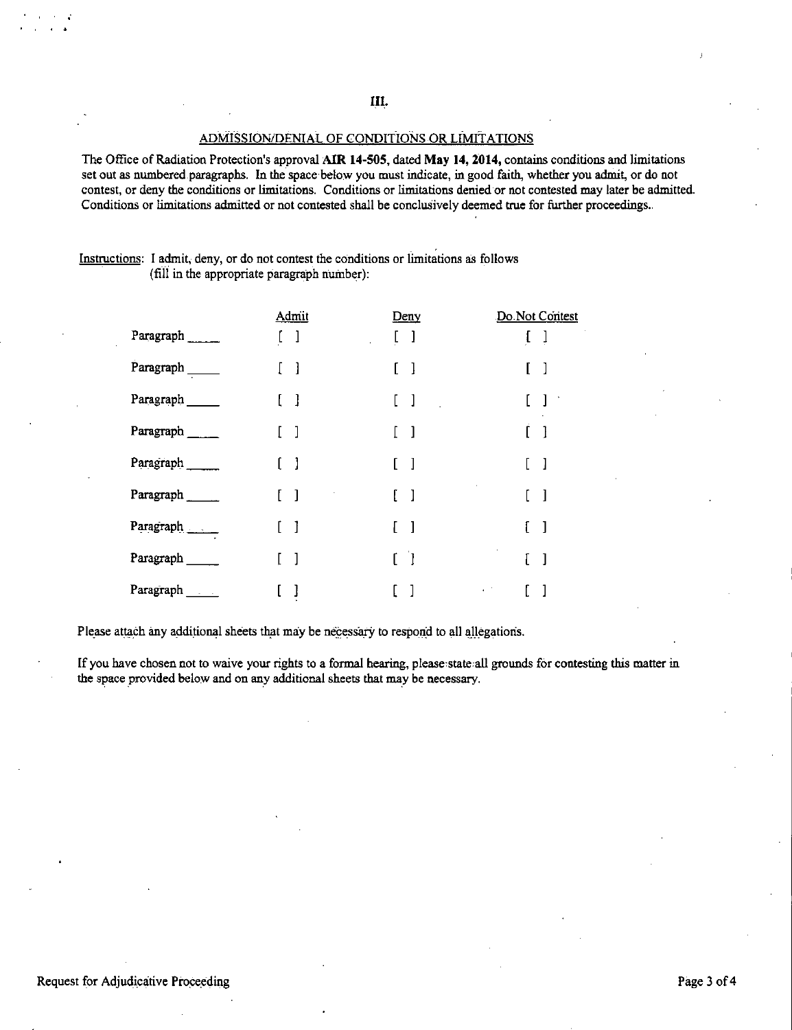# III.

## ADMISSION/DENIAL OF CONDITIONS OR LIMITATIONS

The Office of Radiation Protection's approval **AIR 14-505**, dated **May 14, 2014,** contains conditions and limitations set out as numbered paragraphs. In the space below you must indicate, in good faith, whether you admit, or do not contest, or deny the conditions or limitations. Conditions or limitations denied or not contested may later be admitted. Conditions or limitations admitted or not contested shall be conclusively deemed true for further proceedings..

Instructions: I admit, deny, or do not contest the conditions or limitations as follows (fill in the appropriate paragraph number):

| | Admit | Deny | Do Not Contest |
|---|---|---|---|
| Paragraph _____ | [ ] | [ ] | [ ] |
| Paragraph _____ | [ ] | [ ] | [ ] |
| Paragraph _____ | [ ] | [ ] | [ ] |
| Paragraph _____ | [ ] | [ ] | [ ] |
| Paragraph _____ | [ ] | [ ] | [ ] |
| Paragraph _____ | [ ] | [ ] | [ ] |
| Paragraph _____ | [ ] | [ ] | [ ] |
| Paragraph _____ | [ ] | [ ] | [ ] |
| Paragraph _____ | [ ] | [ ] | [ ] |

Please attach any additional sheets that may be necessary to respond to all allegations.

If you have chosen not to waive your rights to a formal hearing, please state all grounds for contesting this matter in the space provided below and on any additional sheets that may be necessary.

Request for Adjudicative Proceeding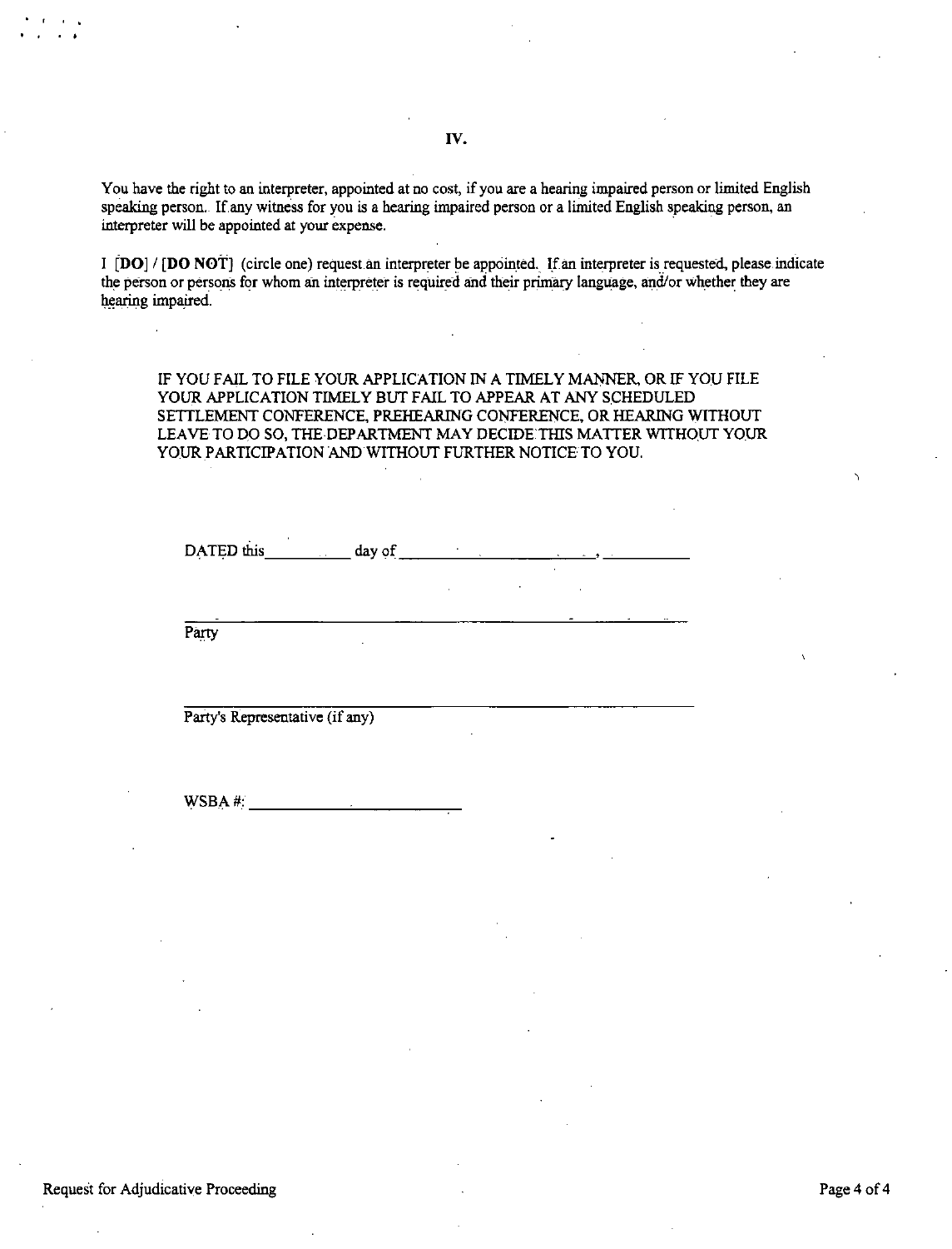## IV.

You have the right to an interpreter, appointed at no cost, if you are a hearing impaired person or limited English speaking person. If any witness for you is a hearing impaired person or a limited English speaking person, an interpreter will be appointed at your expense.

I [**DO**] / [**DO NOT**] (circle one) request an interpreter be appointed. If an interpreter is requested, please indicate the person or persons for whom an interpreter is required and their primary language, and/or whether they are hearing impaired.

IF YOU FAIL TO FILE YOUR APPLICATION IN A TIMELY MANNER, OR IF YOU FILE YOUR APPLICATION TIMELY BUT FAIL TO APPEAR AT ANY SCHEDULED SETTLEMENT CONFERENCE, PREHEARING CONFERENCE, OR HEARING WITHOUT LEAVE TO DO SO, THE DEPARTMENT MAY DECIDE THIS MATTER WITHOUT YOUR YOUR PARTICIPATION AND WITHOUT FURTHER NOTICE TO YOU.

DATED this __________ day of ______________________, __________

______________________________________________________
Party

______________________________________________________
Party's Representative (if any)

WSBA #: ________________________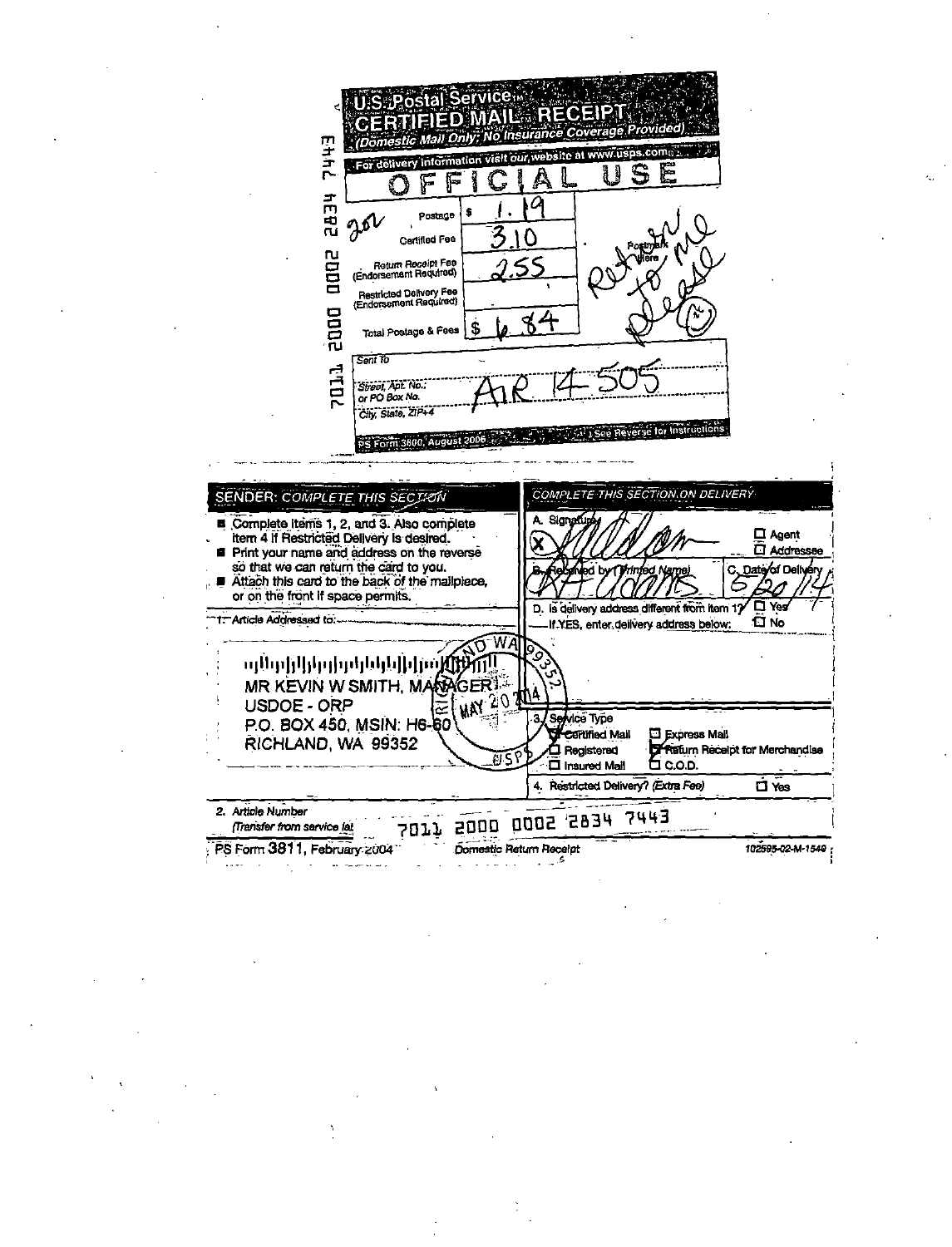7011 2000 0002 2834 7443

**U.S. Postal Service™**
## CERTIFIED MAIL™ RECEIPT
*(Domestic Mail Only; No Insurance Coverage Provided)*

For delivery information visit our website at www.usps.com®

# OFFICIAL USE

| | |
|---|---|
| Postage | $ 1.19 |
| Certified Fee | 3.10 |
| Return Receipt Fee (Endorsement Required) | 2.55 |
| Restricted Delivery Fee (Endorsement Required) | |
| Total Postage & Fees | $ 6.84 |

202

Postmark Here

Return to me please

Sent To

Street, Apt. No.; or PO Box No. AIR 14-505

City, State, ZIP+4

PS Form 3800, August 2006 — See Reverse for Instructions

---

**SENDER: *COMPLETE THIS SECTION***

- Complete items 1, 2, and 3. Also complete item 4 if Restricted Delivery is desired.
- Print your name and address on the reverse so that we can return the card to you.
- Attach this card to the back of the mailpiece, or on the front if space permits.

1. Article Addressed to:

MR KEVIN W SMITH, MANAGER
USDOE - ORP
P.O. BOX 450, MSIN: H6-60
RICHLAND, WA 99352

RICHLAND WA 99352 MAY 20 2014 USPS

***COMPLETE THIS SECTION ON DELIVERY***

A. Signature ☐ Agent ☐ Addressee

B. Received by (Printed Name) — C. Date of Delivery 5/20/14

D. Is delivery address different from item 1? ☐ Yes
If YES, enter delivery address below: ☐ No

3. Service Type
☑ Certified Mail ☐ Express Mail
☐ Registered ☑ Return Receipt for Merchandise
☐ Insured Mail ☐ C.O.D.

4. Restricted Delivery? *(Extra Fee)* ☐ Yes

2. Article Number *(Transfer from service label)* 7011 2000 0002 2834 7443

PS Form 3811, February 2004 — Domestic Return Receipt — 102595-02-M-1540